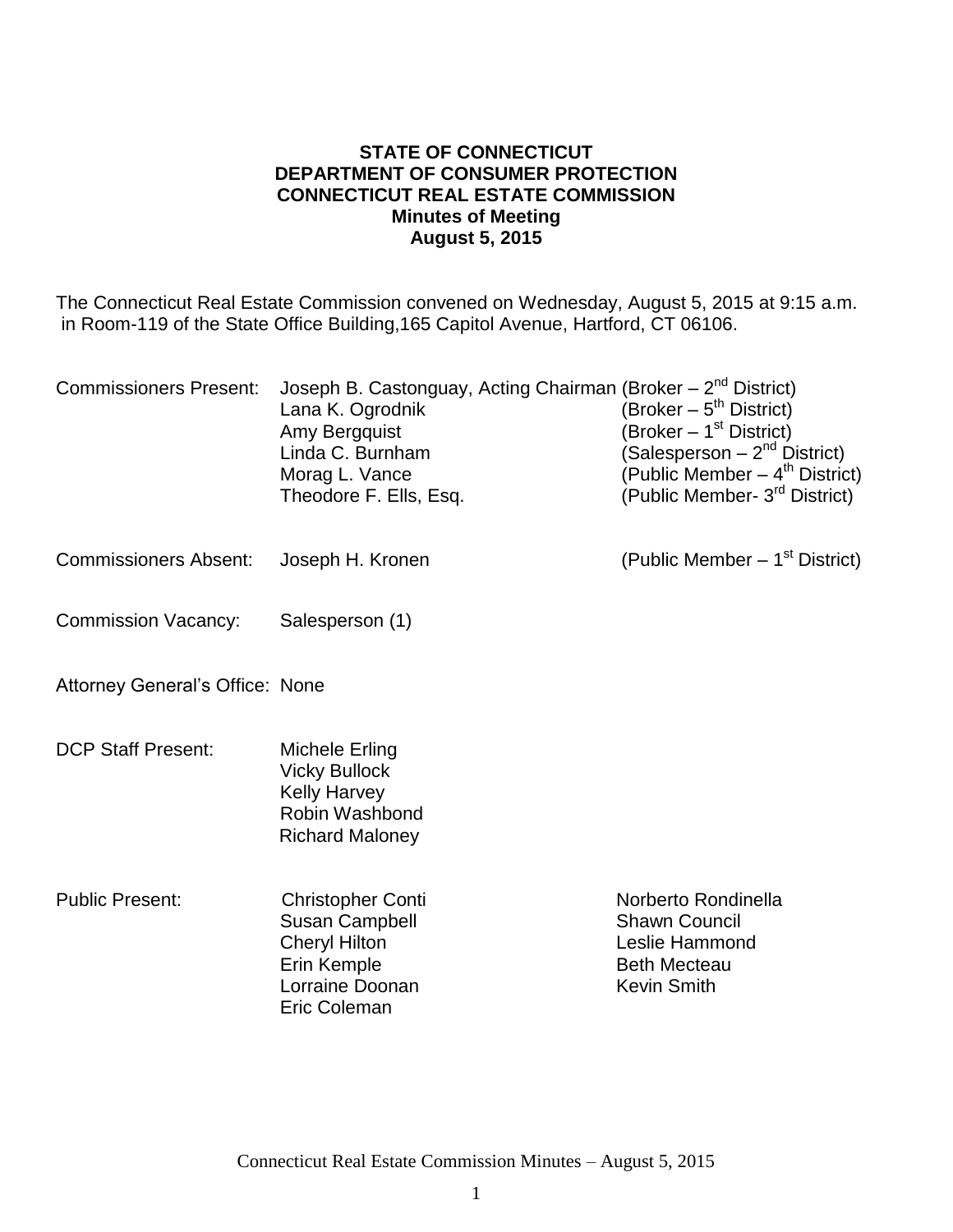**STATE OF CONNECTICUT**
**DEPARTMENT OF CONSUMER PROTECTION**
**CONNECTICUT REAL ESTATE COMMISSION**
**Minutes of Meeting**
**August 5, 2015**

The Connecticut Real Estate Commission convened on Wednesday, August 5, 2015 at 9:15 a.m. in Room-119 of the State Office Building,165 Capitol Avenue, Hartford, CT 06106.

| | | |
|---|---|---|
| Commissioners Present: | Joseph B. Castonguay, Acting Chairman | (Broker – 2nd District) |
| | Lana K. Ogrodnik | (Broker – 5th District) |
| | Amy Bergquist | (Broker – 1st District) |
| | Linda C. Burnham | (Salesperson – 2nd District) |
| | Morag L. Vance | (Public Member – 4th District) |
| | Theodore F. Ells, Esq. | (Public Member- 3rd District) |
| Commissioners Absent: | Joseph H. Kronen | (Public Member – 1st District) |
| Commission Vacancy: | Salesperson (1) | |
| Attorney General's Office: | None | |
| DCP Staff Present: | Michele Erling | |
| | Vicky Bullock | |
| | Kelly Harvey | |
| | Robin Washbond | |
| | Richard Maloney | |
| Public Present: | Christopher Conti | Norberto Rondinella |
| | Susan Campbell | Shawn Council |
| | Cheryl Hilton | Leslie Hammond |
| | Erin Kemple | Beth Mecteau |
| | Lorraine Doonan | Kevin Smith |
| | Eric Coleman | |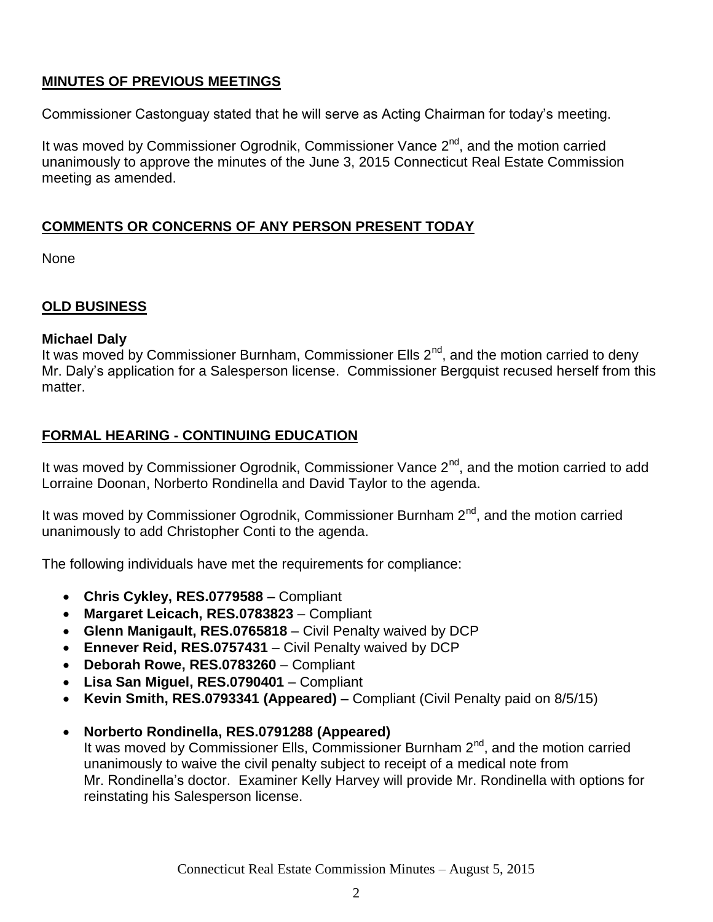## MINUTES OF PREVIOUS MEETINGS

Commissioner Castonguay stated that he will serve as Acting Chairman for today's meeting.

It was moved by Commissioner Ogrodnik, Commissioner Vance 2nd, and the motion carried unanimously to approve the minutes of the June 3, 2015 Connecticut Real Estate Commission meeting as amended.

## COMMENTS OR CONCERNS OF ANY PERSON PRESENT TODAY

None

## OLD BUSINESS

**Michael Daly**
It was moved by Commissioner Burnham, Commissioner Ells 2nd, and the motion carried to deny Mr. Daly's application for a Salesperson license. Commissioner Bergquist recused herself from this matter.

## FORMAL HEARING - CONTINUING EDUCATION

It was moved by Commissioner Ogrodnik, Commissioner Vance 2nd, and the motion carried to add Lorraine Doonan, Norberto Rondinella and David Taylor to the agenda.

It was moved by Commissioner Ogrodnik, Commissioner Burnham 2nd, and the motion carried unanimously to add Christopher Conti to the agenda.

The following individuals have met the requirements for compliance:

- **Chris Cykley, RES.0779588 –** Compliant
- **Margaret Leicach, RES.0783823** – Compliant
- **Glenn Manigault, RES.0765818** – Civil Penalty waived by DCP
- **Ennever Reid, RES.0757431** – Civil Penalty waived by DCP
- **Deborah Rowe, RES.0783260** – Compliant
- **Lisa San Miguel, RES.0790401** – Compliant
- **Kevin Smith, RES.0793341 (Appeared) –** Compliant (Civil Penalty paid on 8/5/15)

- **Norberto Rondinella, RES.0791288 (Appeared)**
  It was moved by Commissioner Ells, Commissioner Burnham 2nd, and the motion carried unanimously to waive the civil penalty subject to receipt of a medical note from Mr. Rondinella's doctor. Examiner Kelly Harvey will provide Mr. Rondinella with options for reinstating his Salesperson license.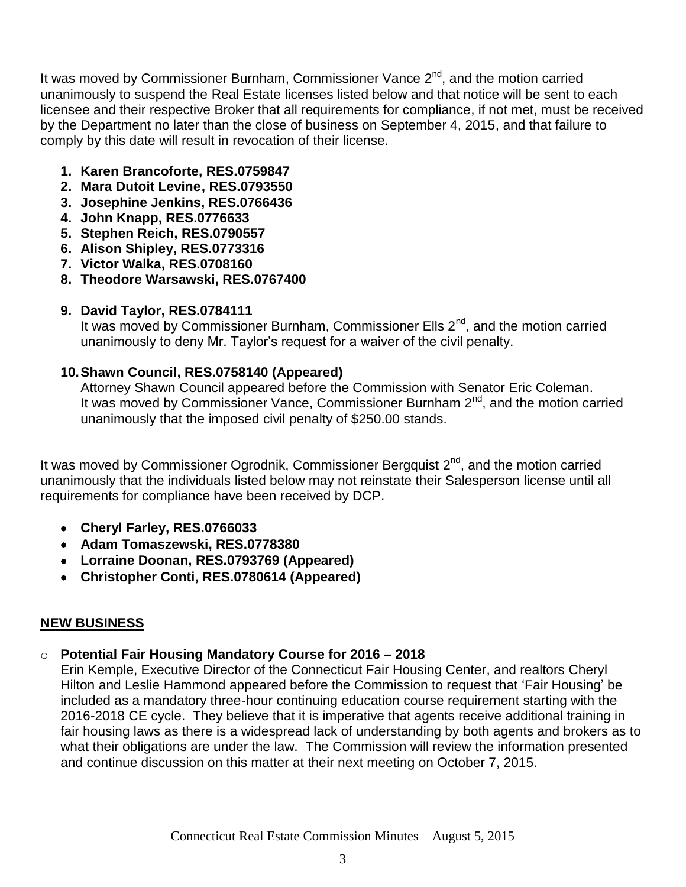It was moved by Commissioner Burnham, Commissioner Vance 2nd, and the motion carried unanimously to suspend the Real Estate licenses listed below and that notice will be sent to each licensee and their respective Broker that all requirements for compliance, if not met, must be received by the Department no later than the close of business on September 4, 2015, and that failure to comply by this date will result in revocation of their license.

1. **Karen Brancoforte, RES.0759847**
2. **Mara Dutoit Levine, RES.0793550**
3. **Josephine Jenkins, RES.0766436**
4. **John Knapp, RES.0776633**
5. **Stephen Reich, RES.0790557**
6. **Alison Shipley, RES.0773316**
7. **Victor Walka, RES.0708160**
8. **Theodore Warsawski, RES.0767400**

9. **David Taylor, RES.0784111**
   It was moved by Commissioner Burnham, Commissioner Ells 2nd, and the motion carried unanimously to deny Mr. Taylor's request for a waiver of the civil penalty.

10. **Shawn Council, RES.0758140 (Appeared)**
    Attorney Shawn Council appeared before the Commission with Senator Eric Coleman. It was moved by Commissioner Vance, Commissioner Burnham 2nd, and the motion carried unanimously that the imposed civil penalty of $250.00 stands.

It was moved by Commissioner Ogrodnik, Commissioner Bergquist 2nd, and the motion carried unanimously that the individuals listed below may not reinstate their Salesperson license until all requirements for compliance have been received by DCP.

- **Cheryl Farley, RES.0766033**
- **Adam Tomaszewski, RES.0778380**
- **Lorraine Doonan, RES.0793769 (Appeared)**
- **Christopher Conti, RES.0780614 (Appeared)**

## NEW BUSINESS

- **Potential Fair Housing Mandatory Course for 2016 – 2018**
  Erin Kemple, Executive Director of the Connecticut Fair Housing Center, and realtors Cheryl Hilton and Leslie Hammond appeared before the Commission to request that 'Fair Housing' be included as a mandatory three-hour continuing education course requirement starting with the 2016-2018 CE cycle. They believe that it is imperative that agents receive additional training in fair housing laws as there is a widespread lack of understanding by both agents and brokers as to what their obligations are under the law. The Commission will review the information presented and continue discussion on this matter at their next meeting on October 7, 2015.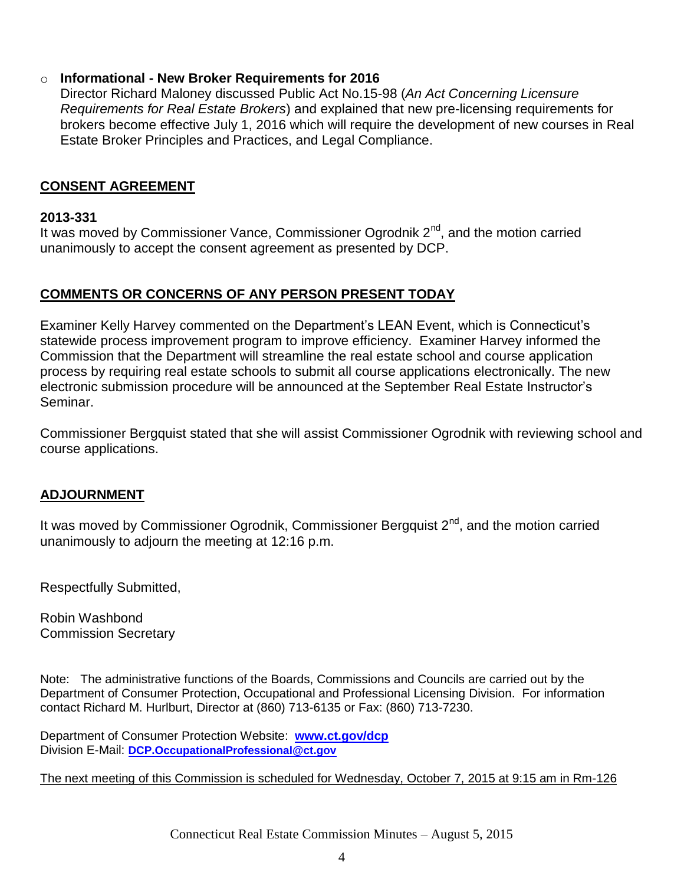- **Informational - New Broker Requirements for 2016**
  Director Richard Maloney discussed Public Act No.15-98 (*An Act Concerning Licensure Requirements for Real Estate Brokers*) and explained that new pre-licensing requirements for brokers become effective July 1, 2016 which will require the development of new courses in Real Estate Broker Principles and Practices, and Legal Compliance.

## CONSENT AGREEMENT

**2013-331**
It was moved by Commissioner Vance, Commissioner Ogrodnik 2nd, and the motion carried unanimously to accept the consent agreement as presented by DCP.

## COMMENTS OR CONCERNS OF ANY PERSON PRESENT TODAY

Examiner Kelly Harvey commented on the Department's LEAN Event, which is Connecticut's statewide process improvement program to improve efficiency. Examiner Harvey informed the Commission that the Department will streamline the real estate school and course application process by requiring real estate schools to submit all course applications electronically. The new electronic submission procedure will be announced at the September Real Estate Instructor's Seminar.

Commissioner Bergquist stated that she will assist Commissioner Ogrodnik with reviewing school and course applications.

## ADJOURNMENT

It was moved by Commissioner Ogrodnik, Commissioner Bergquist 2nd, and the motion carried unanimously to adjourn the meeting at 12:16 p.m.

Respectfully Submitted,

Robin Washbond
Commission Secretary

Note: The administrative functions of the Boards, Commissions and Councils are carried out by the Department of Consumer Protection, Occupational and Professional Licensing Division. For information contact Richard M. Hurlburt, Director at (860) 713-6135 or Fax: (860) 713-7230.

Department of Consumer Protection Website: **www.ct.gov/dcp**
Division E-Mail: **DCP.OccupationalProfessional@ct.gov**

The next meeting of this Commission is scheduled for Wednesday, October 7, 2015 at 9:15 am in Rm-126